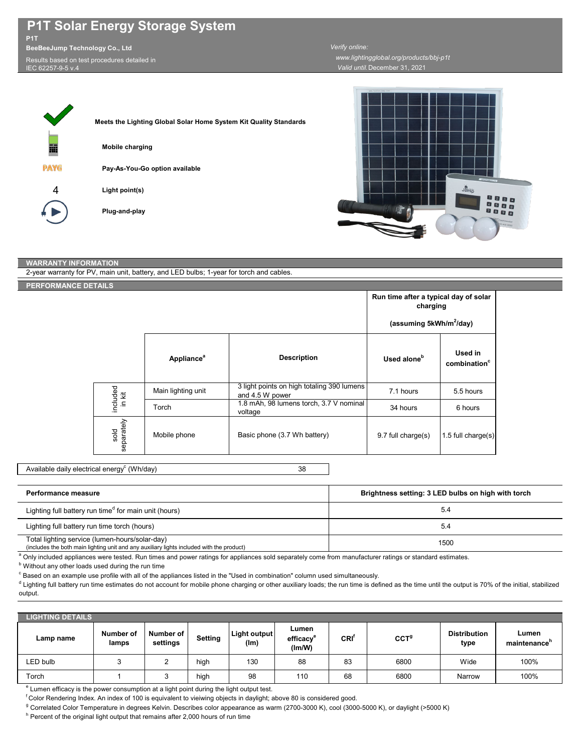# P1T Solar Energy Storage System

**P1T**

**BeeBeeJump Technology Co., Ltd**

Results based on test procedures detailed in IEC 62257-9-5 v.4

*Verify online:*
*www.lightingglobal.org/products/bbj-p1t*
*Valid until* December 31, 2021

**Meets the Lighting Global Solar Home System Kit Quality Standards**

**Mobile charging**

**Pay-As-You-Go option available**

4 **Light point(s)**

**Plug-and-play**

## WARRANTY INFORMATION

2-year warranty for PV, main unit, battery, and LED bulbs; 1-year for torch and cables.

## PERFORMANCE DETAILS

| | Appliance[a] | Description | Run time after a typical day of solar charging (assuming 5kWh/m$^2$/day) — Used alone[b] | Used in combination[c] |
|---|---|---|---|---|
| included in kit | Main lighting unit | 3 light points on high totaling 390 lumens and 4.5 W power | 7.1 hours | 5.5 hours |
| included in kit | Torch | 1.8 mAh, 98 lumens torch, 3.7 V nominal voltage | 34 hours | 6 hours |
| sold separately | Mobile phone | Basic phone (3.7 Wh battery) | 9.7 full charge(s) | 1.5 full charge(s) |

| Available daily electrical energy[c] (Wh/day) | 38 |
|---|---|

| Performance measure | Brightness setting: 3 LED bulbs on high with torch |
|---|---|
| Lighting full battery run time[d] for main unit (hours) | 5.4 |
| Lighting full battery run time torch (hours) | 5.4 |
| Total lighting service (lumen-hours/solar-day) (includes the both main lighting unit and any auxiliary lights included with the product) | 1500 |

[a] Only included appliances were tested. Run times and power ratings for appliances sold separately come from manufacturer ratings or standard estimates.

[b] Without any other loads used during the run time

[c] Based on an example use profile with all of the appliances listed in the "Used in combination" column used simultaneously.

[d] Lighting full battery run time estimates do not account for mobile phone charging or other auxiliary loads; the run time is defined as the time until the output is 70% of the initial, stabilized output.

## LIGHTING DETAILS

| Lamp name | Number of lamps | Number of settings | Setting | Light output (lm) | Lumen efficacy[e] (lm/W) | CRI[f] | CCT[g] | Distribution type | Lumen maintenance[h] |
|---|---|---|---|---|---|---|---|---|---|
| LED bulb | 3 | 2 | high | 130 | 88 | 83 | 6800 | Wide | 100% |
| Torch | 1 | 3 | high | 98 | 110 | 68 | 6800 | Narrow | 100% |

[e] Lumen efficacy is the power consumption at a light point during the light output test.

[f] Color Rendering Index. An index of 100 is equivalent to vieiwing objects in daylight; above 80 is considered good.

[g] Correlated Color Temperature in degrees Kelvin. Describes color appearance as warm (2700-3000 K), cool (3000-5000 K), or daylight (>5000 K)

[h] Percent of the original light output that remains after 2,000 hours of run time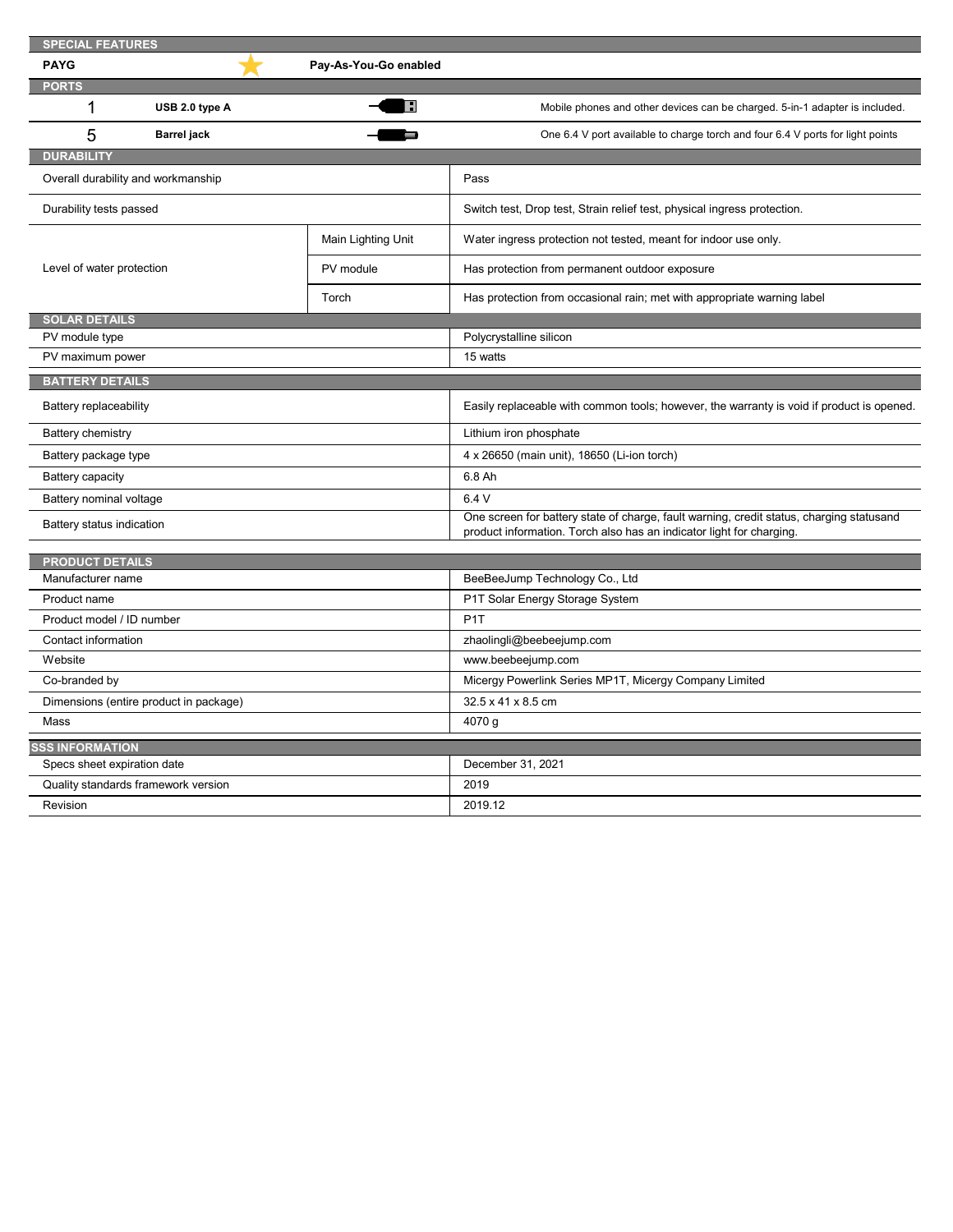## SPECIAL FEATURES

| | | |
|---|---|---|
| **PAYG** | ★ | **Pay-As-You-Go enabled** |

## PORTS

| | | |
|---|---|---|
| 1 | **USB 2.0 type A** | Mobile phones and other devices can be charged. 5-in-1 adapter is included. |
| 5 | **Barrel jack** | One 6.4 V port available to charge torch and four 6.4 V ports for light points |

## DURABILITY

| | | |
|---|---|---|
| Overall durability and workmanship | | Pass |
| Durability tests passed | | Switch test, Drop test, Strain relief test, physical ingress protection. |
| Level of water protection | Main Lighting Unit | Water ingress protection not tested, meant for indoor use only. |
| | PV module | Has protection from permanent outdoor exposure |
| | Torch | Has protection from occasional rain; met with appropriate warning label |

## SOLAR DETAILS

| | |
|---|---|
| PV module type | Polycrystalline silicon |
| PV maximum power | 15 watts |

## BATTERY DETAILS

| | |
|---|---|
| Battery replaceability | Easily replaceable with common tools; however, the warranty is void if product is opened. |
| Battery chemistry | Lithium iron phosphate |
| Battery package type | 4 x 26650 (main unit), 18650 (Li-ion torch) |
| Battery capacity | 6.8 Ah |
| Battery nominal voltage | 6.4 V |
| Battery status indication | One screen for battery state of charge, fault warning, credit status, charging statusand product information. Torch also has an indicator light for charging. |

## PRODUCT DETAILS

| | |
|---|---|
| Manufacturer name | BeeBeeJump Technology Co., Ltd |
| Product name | P1T Solar Energy Storage System |
| Product model / ID number | P1T |
| Contact information | zhaolingli@beebeejump.com |
| Website | www.beebeejump.com |
| Co-branded by | Micergy Powerlink Series MP1T, Micergy Company Limited |
| Dimensions (entire product in package) | 32.5 x 41 x 8.5 cm |
| Mass | 4070 g |

## SSS INFORMATION

| | |
|---|---|
| Specs sheet expiration date | December 31, 2021 |
| Quality standards framework version | 2019 |
| Revision | 2019.12 |